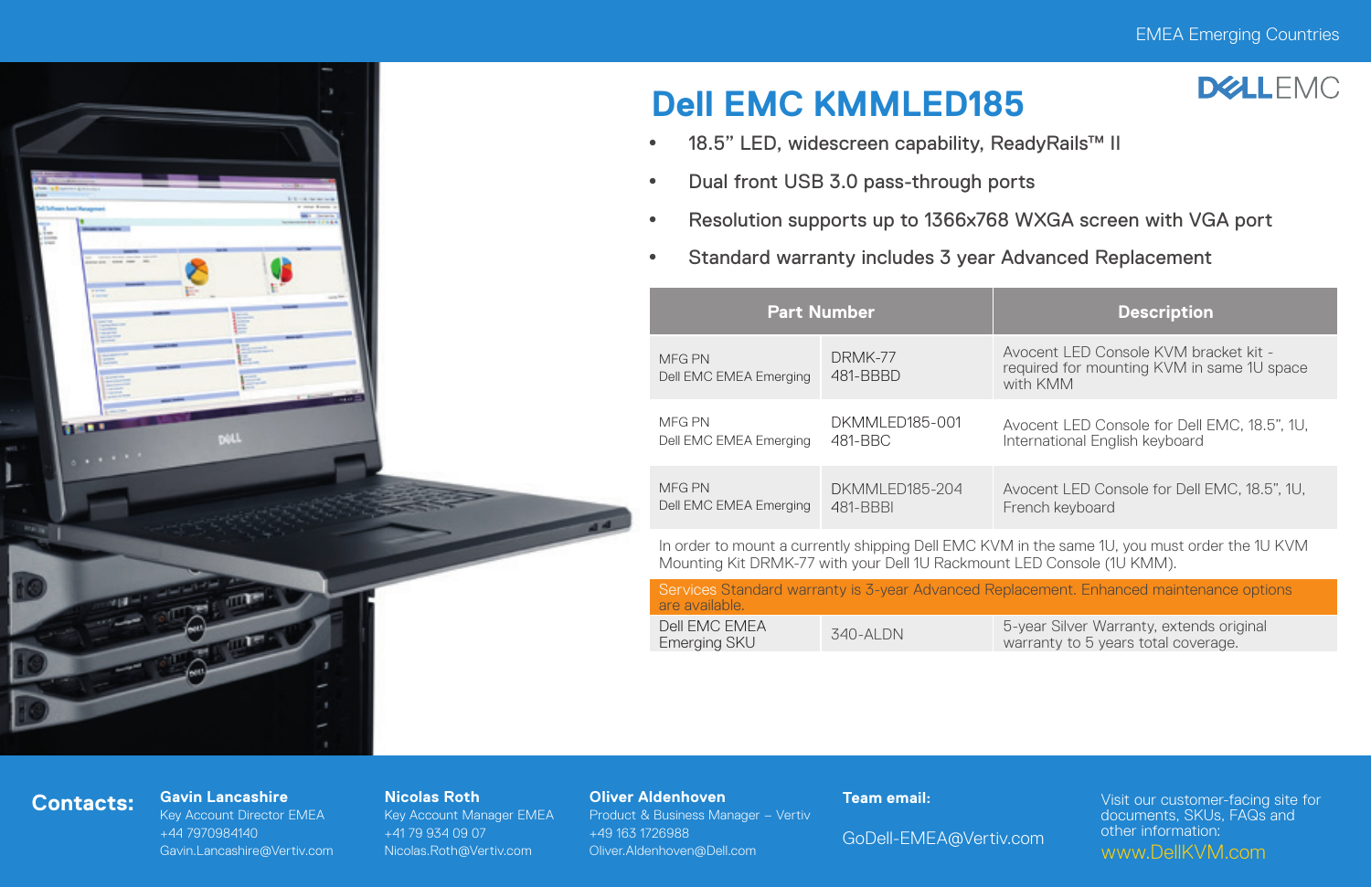EMEA Emerging Countries

# Dell EMC KMMLED185

DELL EMC

- 18.5" LED, widescreen capability, ReadyRails™ II
- Dual front USB 3.0 pass-through ports
- Resolution supports up to 1366x768 WXGA screen with VGA port
- Standard warranty includes 3 year Advanced Replacement

| Part Number | | Description |
|---|---|---|
| MFG PN<br>Dell EMC EMEA Emerging | DRMK-77<br>481-BBBD | Avocent LED Console KVM bracket kit - required for mounting KVM in same 1U space with KMM |
| MFG PN<br>Dell EMC EMEA Emerging | DKMMLED185-001<br>481-BBC | Avocent LED Console for Dell EMC, 18.5", 1U, International English keyboard |
| MFG PN<br>Dell EMC EMEA Emerging | DKMMLED185-204<br>481-BBBI | Avocent LED Console for Dell EMC, 18.5", 1U, French keyboard |
| In order to mount a currently shipping Dell EMC KVM in the same 1U, you must order the 1U KVM Mounting Kit DRMK-77 with your Dell 1U Rackmount LED Console (1U KMM). | | |
| Services Standard warranty is 3-year Advanced Replacement. Enhanced maintenance options are available. | | |
| Dell EMC EMEA Emerging SKU | 340-ALDN | 5-year Silver Warranty, extends original warranty to 5 years total coverage. |

**Contacts:**

**Gavin Lancashire**
Key Account Director EMEA
+44 7970984140
Gavin.Lancashire@Vertiv.com

**Nicolas Roth**
Key Account Manager EMEA
+41 79 934 09 07
Nicolas.Roth@Vertiv.com

**Oliver Aldenhoven**
Product & Business Manager – Vertiv
+49 163 1726988
Oliver.Aldenhoven@Dell.com

**Team email:**
GoDell-EMEA@Vertiv.com

Visit our customer-facing site for documents, SKUs, FAQs and other information:
www.DellKVM.com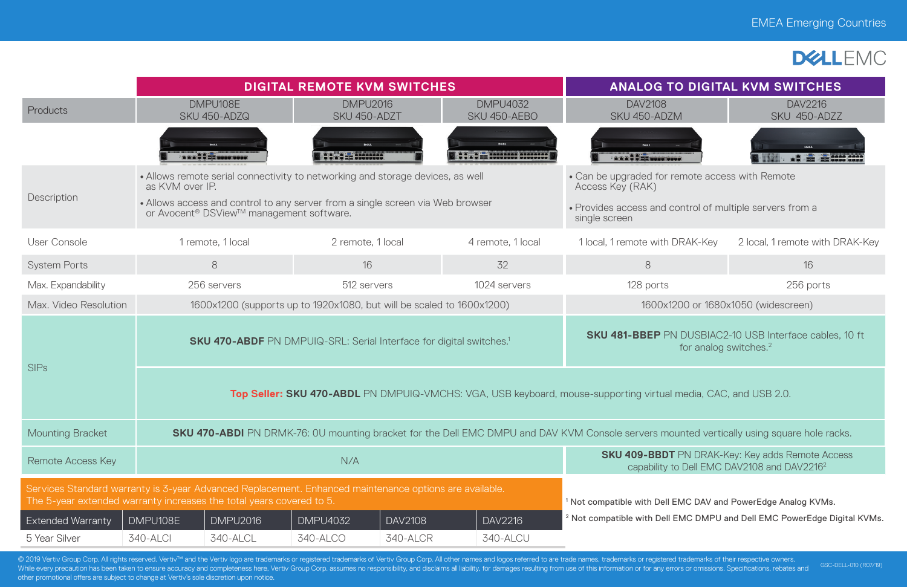EMEA Emerging Countries

DELL EMC

| | DIGITAL REMOTE KVM SWITCHES | | | ANALOG TO DIGITAL KVM SWITCHES | |
|---|---|---|---|---|---|
| Products | DMPU108E SKU 450-ADZQ | DMPU2016 SKU 450-ADZT | DMPU4032 SKU 450-AEBO | DAV2108 SKU 450-ADZM | DAV2216 SKU 450-ADZZ |
| Description | • Allows remote serial connectivity to networking and storage devices, as well as KVM over IP. • Allows access and control to any server from a single screen via Web browser or Avocent® DSView™ management software. | | | • Can be upgraded for remote access with Remote Access Key (RAK) • Provides access and control of multiple servers from a single screen | |
| User Console | 1 remote, 1 local | 2 remote, 1 local | 4 remote, 1 local | 1 local, 1 remote with DRAK-Key | 2 local, 1 remote with DRAK-Key |
| System Ports | 8 | 16 | 32 | 8 | 16 |
| Max. Expandability | 256 servers | 512 servers | 1024 servers | 128 ports | 256 ports |
| Max. Video Resolution | 1600x1200 (supports up to 1920x1080, but will be scaled to 1600x1200) | | | 1600x1200 or 1680x1050 (widescreen) | |
| SIPs | **SKU 470-ABDF** PN DMPUIQ-SRL: Serial Interface for digital switches.[1] | | | **SKU 481-BBEP** PN DUSBIAC2-10 USB Interface cables, 10 ft for analog switches.[2] | |
| | **Top Seller: SKU 470-ABDL** PN DMPUIQ-VMCHS: VGA, USB keyboard, mouse-supporting virtual media, CAC, and USB 2.0. | | | | |
| Mounting Bracket | **SKU 470-ABDI** PN DRMK-76: 0U mounting bracket for the Dell EMC DMPU and DAV KVM Console servers mounted vertically using square hole racks. | | | | |
| Remote Access Key | N/A | | | **SKU 409-BBDT** PN DRAK-Key: Key adds Remote Access capability to Dell EMC DAV2108 and DAV2216[2] | |

Services Standard warranty is 3-year Advanced Replacement. Enhanced maintenance options are available.
The 5-year extended warranty increases the total years covered to 5.

| Extended Warranty | DMPU108E | DMPU2016 | DMPU4032 | DAV2108 | DAV2216 |
|---|---|---|---|---|---|
| 5 Year Silver | 340-ALCI | 340-ALCL | 340-ALCO | 340-ALCR | 340-ALCU |

[1] Not compatible with Dell EMC DAV and PowerEdge Analog KVMs.

[2] Not compatible with Dell EMC DMPU and Dell EMC PowerEdge Digital KVMs.

© 2019 Vertiv Group Corp. All rights reserved. Vertiv™ and the Vertiv logo are trademarks or registered trademarks of Vertiv Group Corp. All other names and logos referred to are trade names, trademarks or registered trademarks of their respective owners. While every precaution has been taken to ensure accuracy and completeness here, Vertiv Group Corp. assumes no responsibility, and disclaims all liability, for damages resulting from use of this information or for any errors or omissions. Specifications, rebates and other promotional offers are subject to change at Vertiv's sole discretion upon notice.

GSC-DELL-010 (R07/19)